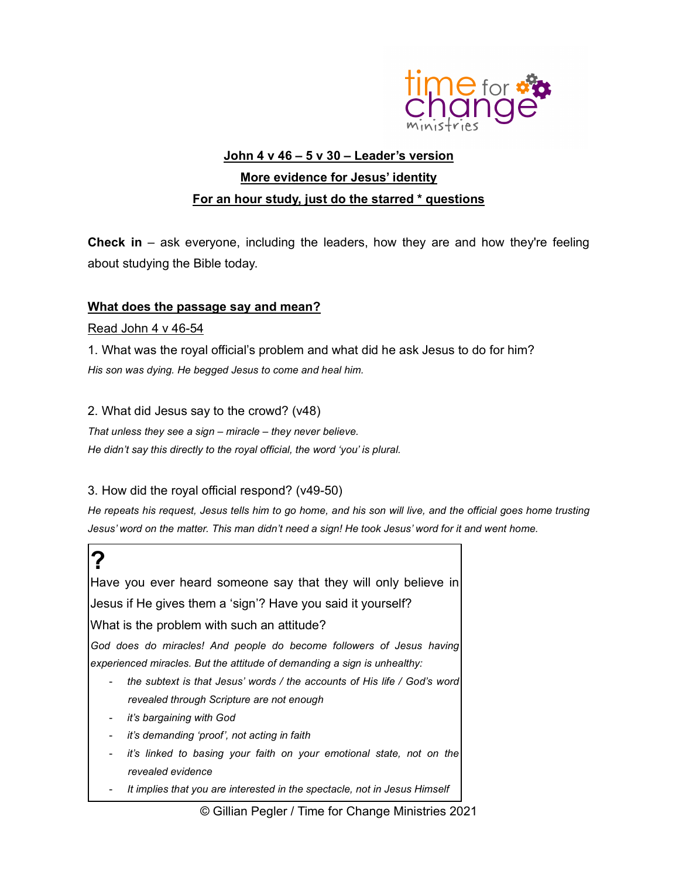**John 4 v 46 – 5 v 30 – Leader's version**

**More evidence for Jesus' identity**

**For an hour study, just do the starred * questions**

**Check in** – ask everyone, including the leaders, how they are and how they're feeling about studying the Bible today.

## What does the passage say and mean?

Read John 4 v 46-54

1. What was the royal official's problem and what did he ask Jesus to do for him?

*His son was dying. He begged Jesus to come and heal him.*

2. What did Jesus say to the crowd? (v48)

*That unless they see a sign – miracle – they never believe.*
*He didn't say this directly to the royal official, the word 'you' is plural.*

3. How did the royal official respond? (v49-50)

*He repeats his request, Jesus tells him to go home, and his son will live, and the official goes home trusting Jesus' word on the matter. This man didn't need a sign! He took Jesus' word for it and went home.*

**?**

Have you ever heard someone say that they will only believe in Jesus if He gives them a 'sign'? Have you said it yourself?

What is the problem with such an attitude?

*God does do miracles! And people do become followers of Jesus having experienced miracles. But the attitude of demanding a sign is unhealthy:*

- *the subtext is that Jesus' words / the accounts of His life / God's word revealed through Scripture are not enough*
- *it's bargaining with God*
- *it's demanding 'proof', not acting in faith*
- *it's linked to basing your faith on your emotional state, not on the revealed evidence*
- *It implies that you are interested in the spectacle, not in Jesus Himself*

© Gillian Pegler / Time for Change Ministries 2021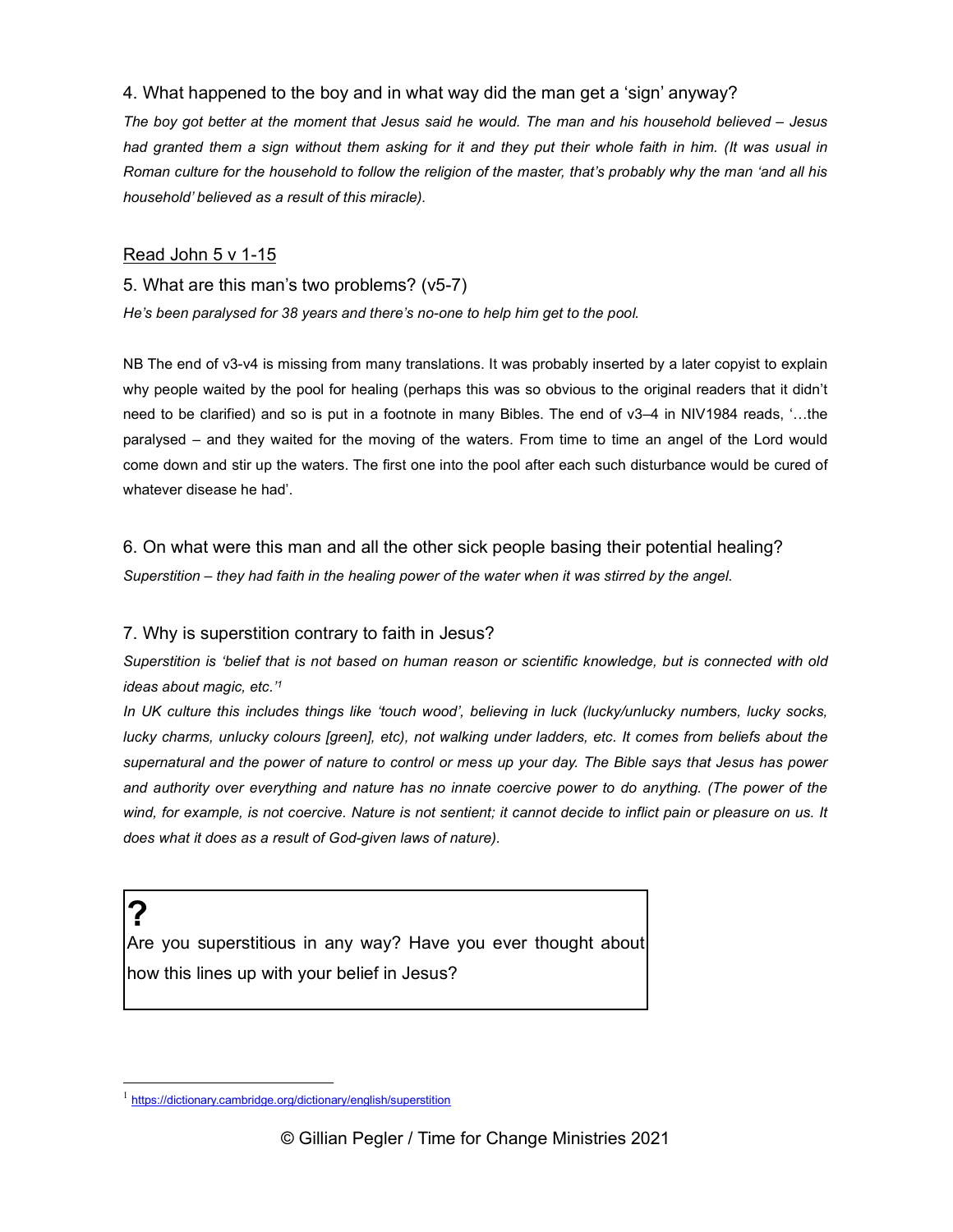4. What happened to the boy and in what way did the man get a 'sign' anyway?

*The boy got better at the moment that Jesus said he would. The man and his household believed – Jesus had granted them a sign without them asking for it and they put their whole faith in him. (It was usual in Roman culture for the household to follow the religion of the master, that's probably why the man 'and all his household' believed as a result of this miracle).*

<u>Read John 5 v 1-15</u>

5. What are this man's two problems? (v5-7)

*He's been paralysed for 38 years and there's no-one to help him get to the pool.*

NB The end of v3-v4 is missing from many translations. It was probably inserted by a later copyist to explain why people waited by the pool for healing (perhaps this was so obvious to the original readers that it didn't need to be clarified) and so is put in a footnote in many Bibles. The end of v3–4 in NIV1984 reads, '…the paralysed – and they waited for the moving of the waters. From time to time an angel of the Lord would come down and stir up the waters. The first one into the pool after each such disturbance would be cured of whatever disease he had'.

6. On what were this man and all the other sick people basing their potential healing?

*Superstition – they had faith in the healing power of the water when it was stirred by the angel.*

7. Why is superstition contrary to faith in Jesus?

*Superstition is 'belief that is not based on human reason or scientific knowledge, but is connected with old ideas about magic, etc.'*[1]

*In UK culture this includes things like 'touch wood', believing in luck (lucky/unlucky numbers, lucky socks, lucky charms, unlucky colours [green], etc), not walking under ladders, etc. It comes from beliefs about the supernatural and the power of nature to control or mess up your day. The Bible says that Jesus has power and authority over everything and nature has no innate coercive power to do anything. (The power of the wind, for example, is not coercive. Nature is not sentient; it cannot decide to inflict pain or pleasure on us. It does what it does as a result of God-given laws of nature).*

> **?**
> Are you superstitious in any way? Have you ever thought about how this lines up with your belief in Jesus?

[1] https://dictionary.cambridge.org/dictionary/english/superstition

© Gillian Pegler / Time for Change Ministries 2021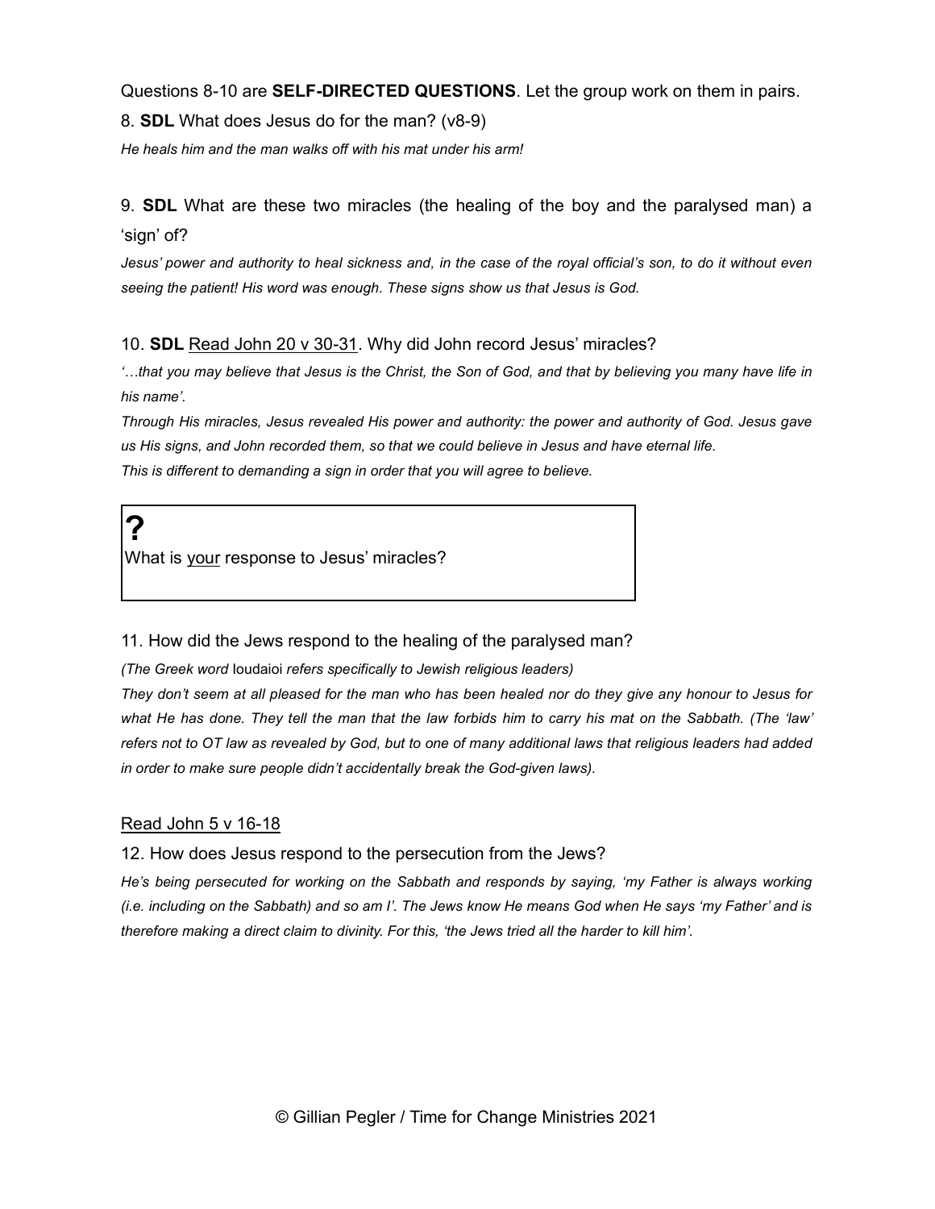Questions 8-10 are **SELF-DIRECTED QUESTIONS**. Let the group work on them in pairs.

8. **SDL** What does Jesus do for the man? (v8-9)

*He heals him and the man walks off with his mat under his arm!*

9. **SDL** What are these two miracles (the healing of the boy and the paralysed man) a 'sign' of?

*Jesus' power and authority to heal sickness and, in the case of the royal official's son, to do it without even seeing the patient! His word was enough. These signs show us that Jesus is God.*

10. **SDL** Read John 20 v 30-31. Why did John record Jesus' miracles?

*'…that you may believe that Jesus is the Christ, the Son of God, and that by believing you many have life in his name'.*

*Through His miracles, Jesus revealed His power and authority: the power and authority of God. Jesus gave us His signs, and John recorded them, so that we could believe in Jesus and have eternal life.*

*This is different to demanding a sign in order that you will agree to believe.*

> **?**
>
> What is your response to Jesus' miracles?

11. How did the Jews respond to the healing of the paralysed man?

*(The Greek word* Ioudaioi *refers specifically to Jewish religious leaders)*

*They don't seem at all pleased for the man who has been healed nor do they give any honour to Jesus for what He has done. They tell the man that the law forbids him to carry his mat on the Sabbath. (The 'law' refers not to OT law as revealed by God, but to one of many additional laws that religious leaders had added in order to make sure people didn't accidentally break the God-given laws).*

Read John 5 v 16-18

12. How does Jesus respond to the persecution from the Jews?

*He's being persecuted for working on the Sabbath and responds by saying, 'my Father is always working (i.e. including on the Sabbath) and so am I'. The Jews know He means God when He says 'my Father' and is therefore making a direct claim to divinity. For this, 'the Jews tried all the harder to kill him'.*

© Gillian Pegler / Time for Change Ministries 2021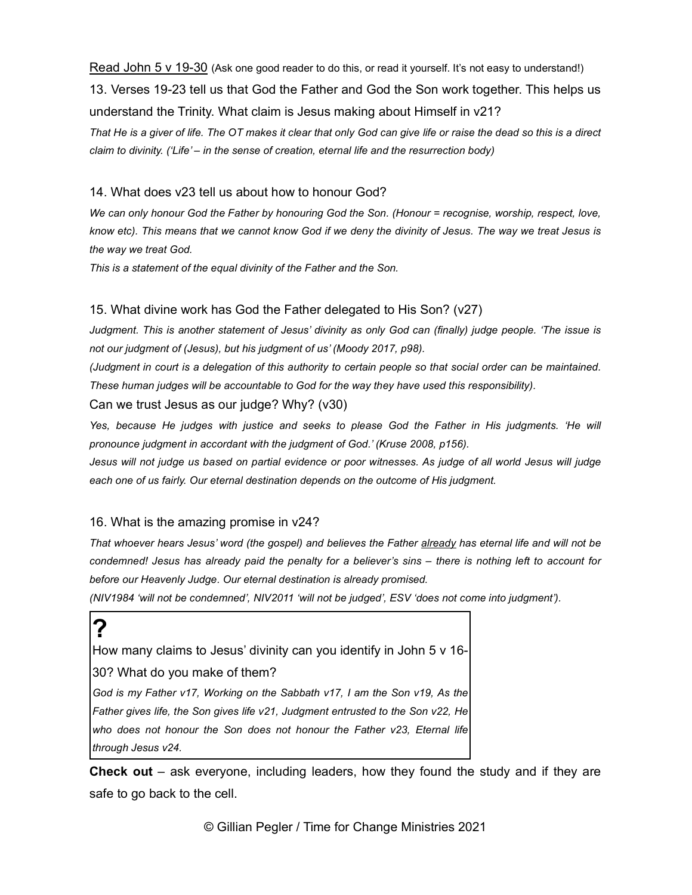Read John 5 v 19-30 (Ask one good reader to do this, or read it yourself. It's not easy to understand!)

13. Verses 19-23 tell us that God the Father and God the Son work together. This helps us understand the Trinity. What claim is Jesus making about Himself in v21?

*That He is a giver of life. The OT makes it clear that only God can give life or raise the dead so this is a direct claim to divinity. ('Life' – in the sense of creation, eternal life and the resurrection body)*

14. What does v23 tell us about how to honour God?

*We can only honour God the Father by honouring God the Son. (Honour = recognise, worship, respect, love, know etc). This means that we cannot know God if we deny the divinity of Jesus. The way we treat Jesus is the way we treat God.*

*This is a statement of the equal divinity of the Father and the Son.*

15. What divine work has God the Father delegated to His Son? (v27)

*Judgment. This is another statement of Jesus' divinity as only God can (finally) judge people. 'The issue is not our judgment of (Jesus), but his judgment of us' (Moody 2017, p98).*

*(Judgment in court is a delegation of this authority to certain people so that social order can be maintained. These human judges will be accountable to God for the way they have used this responsibility).*

Can we trust Jesus as our judge? Why? (v30)

*Yes, because He judges with justice and seeks to please God the Father in His judgments. 'He will pronounce judgment in accordant with the judgment of God.' (Kruse 2008, p156).*

*Jesus will not judge us based on partial evidence or poor witnesses. As judge of all world Jesus will judge each one of us fairly. Our eternal destination depends on the outcome of His judgment.*

16. What is the amazing promise in v24?

*That whoever hears Jesus' word (the gospel) and believes the Father <u>already</u> has eternal life and will not be condemned! Jesus has already paid the penalty for a believer's sins – there is nothing left to account for before our Heavenly Judge. Our eternal destination is already promised.*

*(NIV1984 'will not be condemned', NIV2011 'will not be judged', ESV 'does not come into judgment').*

**?**

How many claims to Jesus' divinity can you identify in John 5 v 16-30? What do you make of them?

*God is my Father v17, Working on the Sabbath v17, I am the Son v19, As the Father gives life, the Son gives life v21, Judgment entrusted to the Son v22, He who does not honour the Son does not honour the Father v23, Eternal life through Jesus v24.*

**Check out** – ask everyone, including leaders, how they found the study and if they are safe to go back to the cell.

© Gillian Pegler / Time for Change Ministries 2021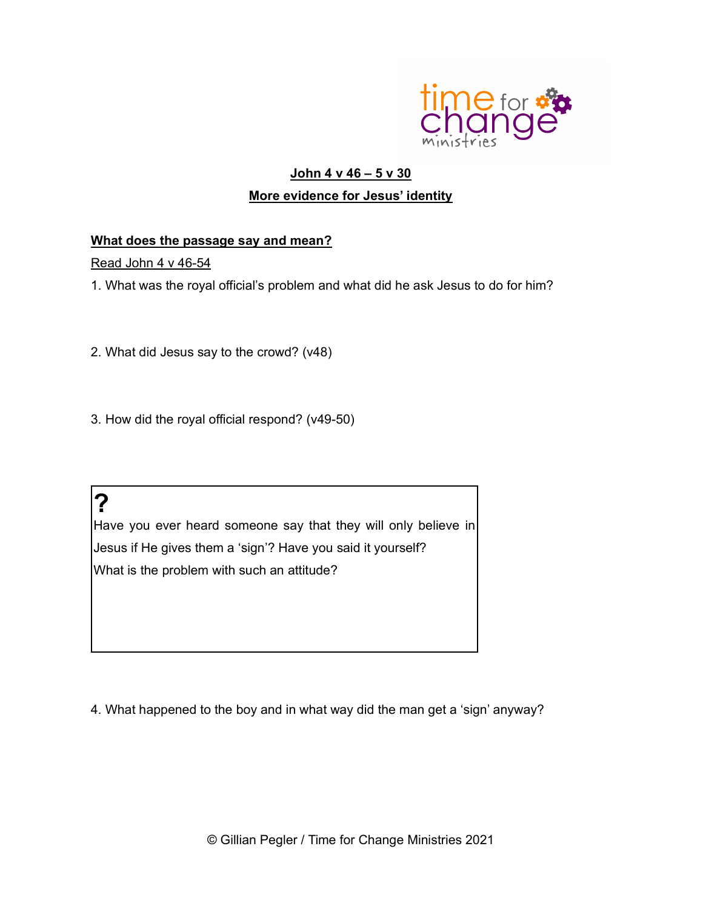## John 4 v 46 – 5 v 30

## More evidence for Jesus' identity

### What does the passage say and mean?

Read John 4 v 46-54

1. What was the royal official's problem and what did he ask Jesus to do for him?

2. What did Jesus say to the crowd? (v48)

3. How did the royal official respond? (v49-50)

> **?**
>
> Have you ever heard someone say that they will only believe in Jesus if He gives them a 'sign'? Have you said it yourself?
>
> What is the problem with such an attitude?

4. What happened to the boy and in what way did the man get a 'sign' anyway?

© Gillian Pegler / Time for Change Ministries 2021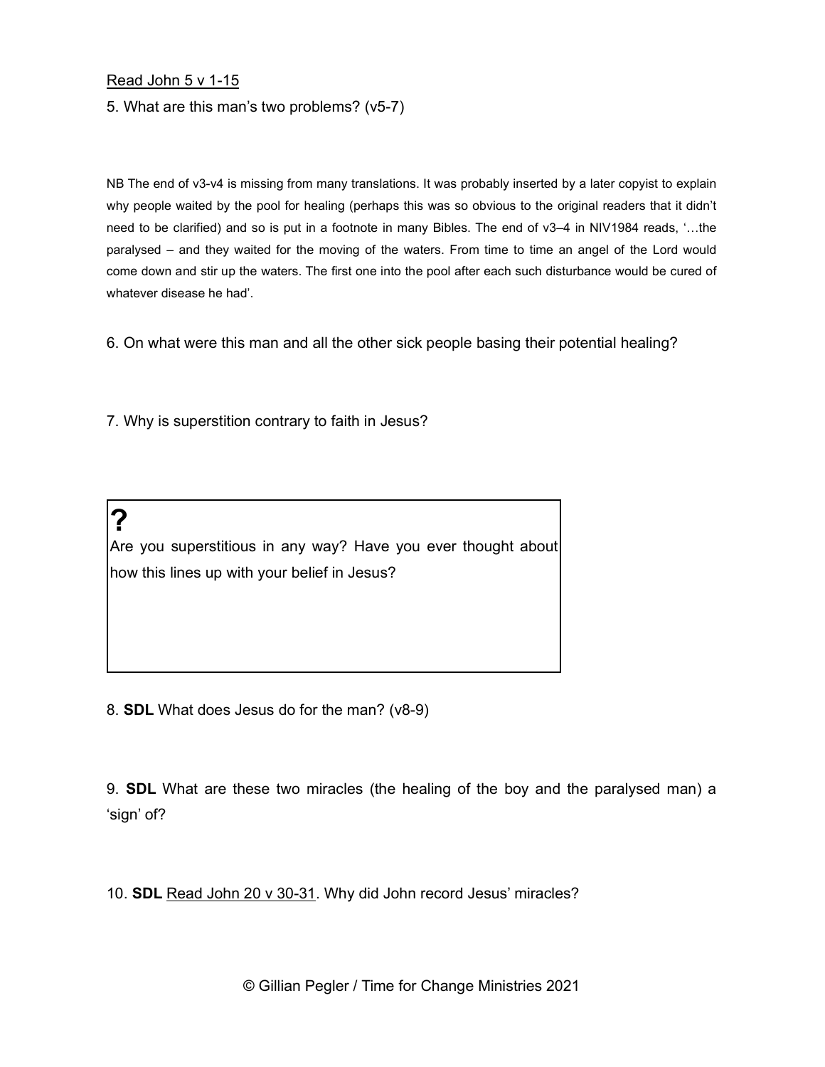<u>Read John 5 v 1-15</u>

5. What are this man's two problems? (v5-7)

NB The end of v3-v4 is missing from many translations. It was probably inserted by a later copyist to explain why people waited by the pool for healing (perhaps this was so obvious to the original readers that it didn't need to be clarified) and so is put in a footnote in many Bibles. The end of v3–4 in NIV1984 reads, '…the paralysed – and they waited for the moving of the waters. From time to time an angel of the Lord would come down and stir up the waters. The first one into the pool after each such disturbance would be cured of whatever disease he had'.

6. On what were this man and all the other sick people basing their potential healing?

7. Why is superstition contrary to faith in Jesus?

**?**

Are you superstitious in any way? Have you ever thought about how this lines up with your belief in Jesus?

8. **SDL** What does Jesus do for the man? (v8-9)

9. **SDL** What are these two miracles (the healing of the boy and the paralysed man) a 'sign' of?

10. **SDL** <u>Read John 20 v 30-31</u>. Why did John record Jesus' miracles?

© Gillian Pegler / Time for Change Ministries 2021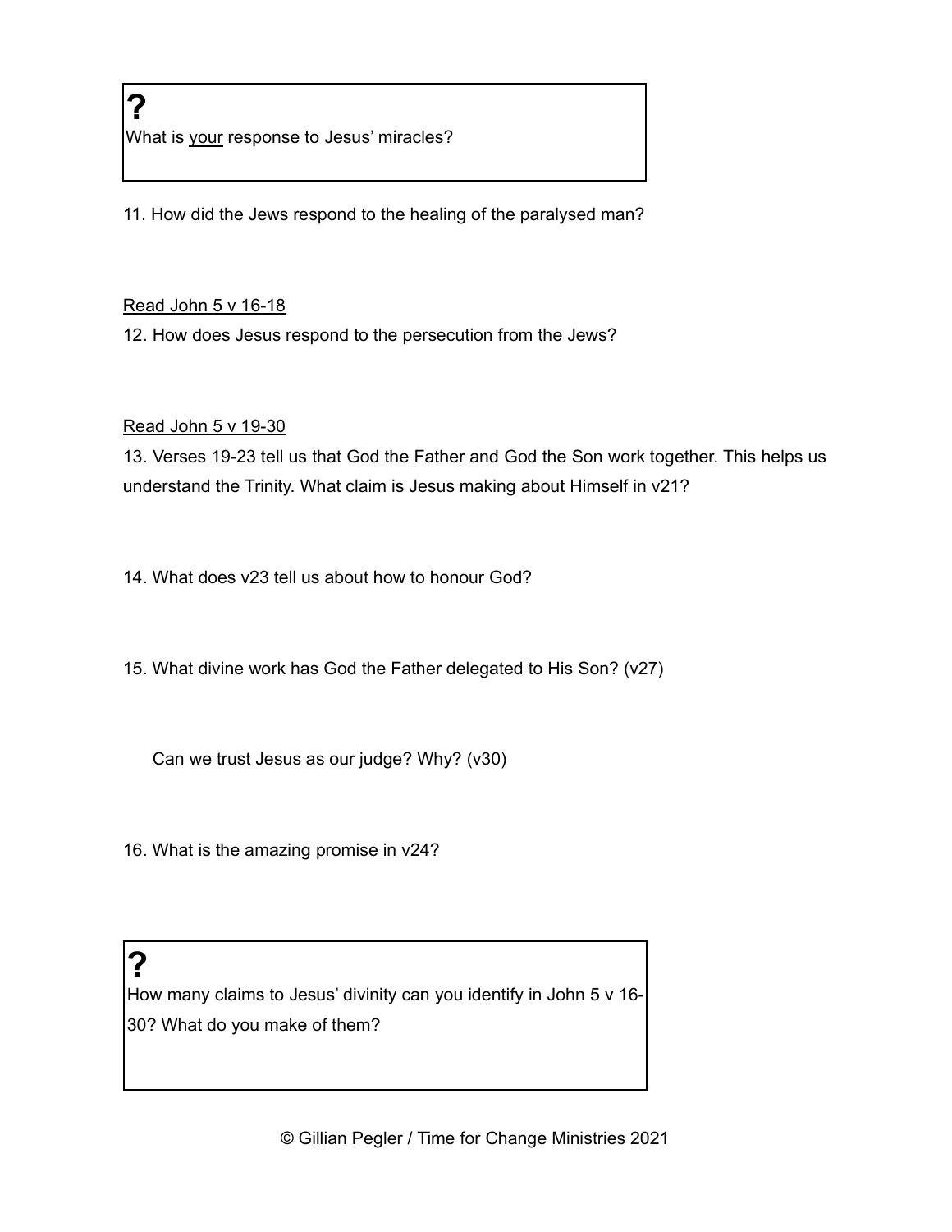**?**

What is <u>your</u> response to Jesus' miracles?

11. How did the Jews respond to the healing of the paralysed man?

<u>Read John 5 v 16-18</u>

12. How does Jesus respond to the persecution from the Jews?

<u>Read John 5 v 19-30</u>

13. Verses 19-23 tell us that God the Father and God the Son work together. This helps us understand the Trinity. What claim is Jesus making about Himself in v21?

14. What does v23 tell us about how to honour God?

15. What divine work has God the Father delegated to His Son? (v27)

Can we trust Jesus as our judge? Why? (v30)

16. What is the amazing promise in v24?

**?**

How many claims to Jesus' divinity can you identify in John 5 v 16-30? What do you make of them?

© Gillian Pegler / Time for Change Ministries 2021